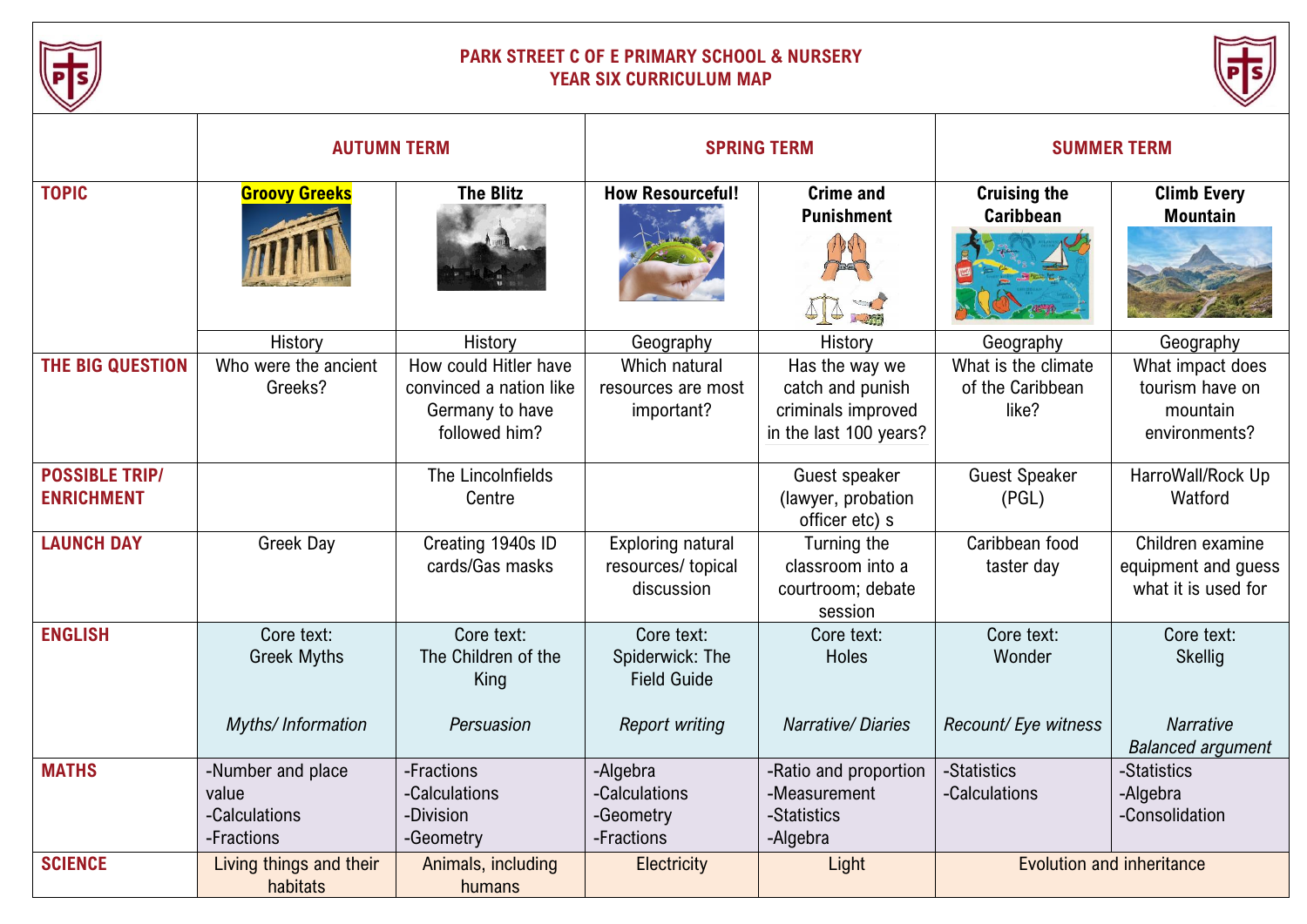# PARK STREET C OF E PRIMARY SCHOOL & NURSERY
## YEAR SIX CURRICULUM MAP

| | AUTUMN TERM | | SPRING TERM | | SUMMER TERM | |
|---|---|---|---|---|---|---|
| **TOPIC** | **Groovy Greeks** | **The Blitz** | **How Resourceful!** | **Crime and Punishment** | **Cruising the Caribbean** | **Climb Every Mountain** |
| | History | History | Geography | History | Geography | Geography |
| **THE BIG QUESTION** | Who were the ancient Greeks? | How could Hitler have convinced a nation like Germany to have followed him? | Which natural resources are most important? | Has the way we catch and punish criminals improved in the last 100 years? | What is the climate of the Caribbean like? | What impact does tourism have on mountain environments? |
| **POSSIBLE TRIP/ ENRICHMENT** | | The Lincolnfields Centre | | Guest speaker (lawyer, probation officer etc) s | Guest Speaker (PGL) | HarroWall/Rock Up Watford |
| **LAUNCH DAY** | Greek Day | Creating 1940s ID cards/Gas masks | Exploring natural resources/ topical discussion | Turning the classroom into a courtroom; debate session | Caribbean food taster day | Children examine equipment and guess what it is used for |
| **ENGLISH** | Core text: Greek Myths<br><br>*Myths/ Information* | Core text: The Children of the King<br><br>*Persuasion* | Core text: Spiderwick: The Field Guide<br><br>*Report writing* | Core text: Holes<br><br>*Narrative/ Diaries* | Core text: Wonder<br><br>*Recount/ Eye witness* | Core text: Skellig<br><br>*Narrative*<br>*Balanced argument* |
| **MATHS** | -Number and place value<br>-Calculations<br>-Fractions | -Fractions<br>-Calculations<br>-Division<br>-Geometry | -Algebra<br>-Calculations<br>-Geometry<br>-Fractions | -Ratio and proportion<br>-Measurement<br>-Statistics<br>-Algebra | -Statistics<br>-Calculations | -Statistics<br>-Algebra<br>-Consolidation |
| **SCIENCE** | Living things and their habitats | Animals, including humans | Electricity | Light | Evolution and inheritance | |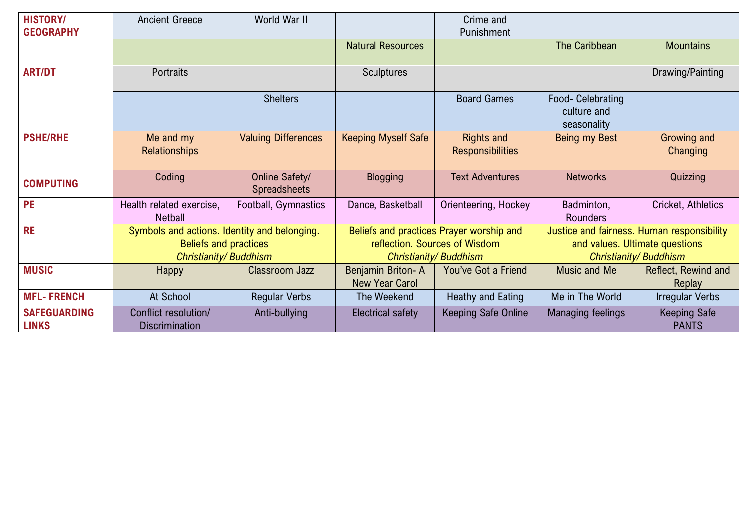| | | | | | | |
|---|---|---|---|---|---|---|
| **HISTORY/ GEOGRAPHY** | Ancient Greece | World War II | | Crime and Punishment | | |
| | | | Natural Resources | | The Caribbean | Mountains |
| **ART/DT** | Portraits | | Sculptures | | | Drawing/Painting |
| | | Shelters | | Board Games | Food- Celebrating culture and seasonality | |
| **PSHE/RHE** | Me and my Relationships | Valuing Differences | Keeping Myself Safe | Rights and Responsibilities | Being my Best | Growing and Changing |
| **COMPUTING** | Coding | Online Safety/ Spreadsheets | Blogging | Text Adventures | Networks | Quizzing |
| **PE** | Health related exercise, Netball | Football, Gymnastics | Dance, Basketball | Orienteering, Hockey | Badminton, Rounders | Cricket, Athletics |
| **RE** | Symbols and actions. Identity and belonging. Beliefs and practices *Christianity/ Buddhism* | | Beliefs and practices Prayer worship and reflection. Sources of Wisdom *Christianity/ Buddhism* | | Justice and fairness. Human responsibility and values. Ultimate questions *Christianity/ Buddhism* | |
| **MUSIC** | Happy | Classroom Jazz | Benjamin Briton- A New Year Carol | You've Got a Friend | Music and Me | Reflect, Rewind and Replay |
| **MFL- FRENCH** | At School | Regular Verbs | The Weekend | Heathy and Eating | Me in The World | Irregular Verbs |
| **SAFEGUARDING LINKS** | Conflict resolution/ Discrimination | Anti-bullying | Electrical safety | Keeping Safe Online | Managing feelings | Keeping Safe PANTS |